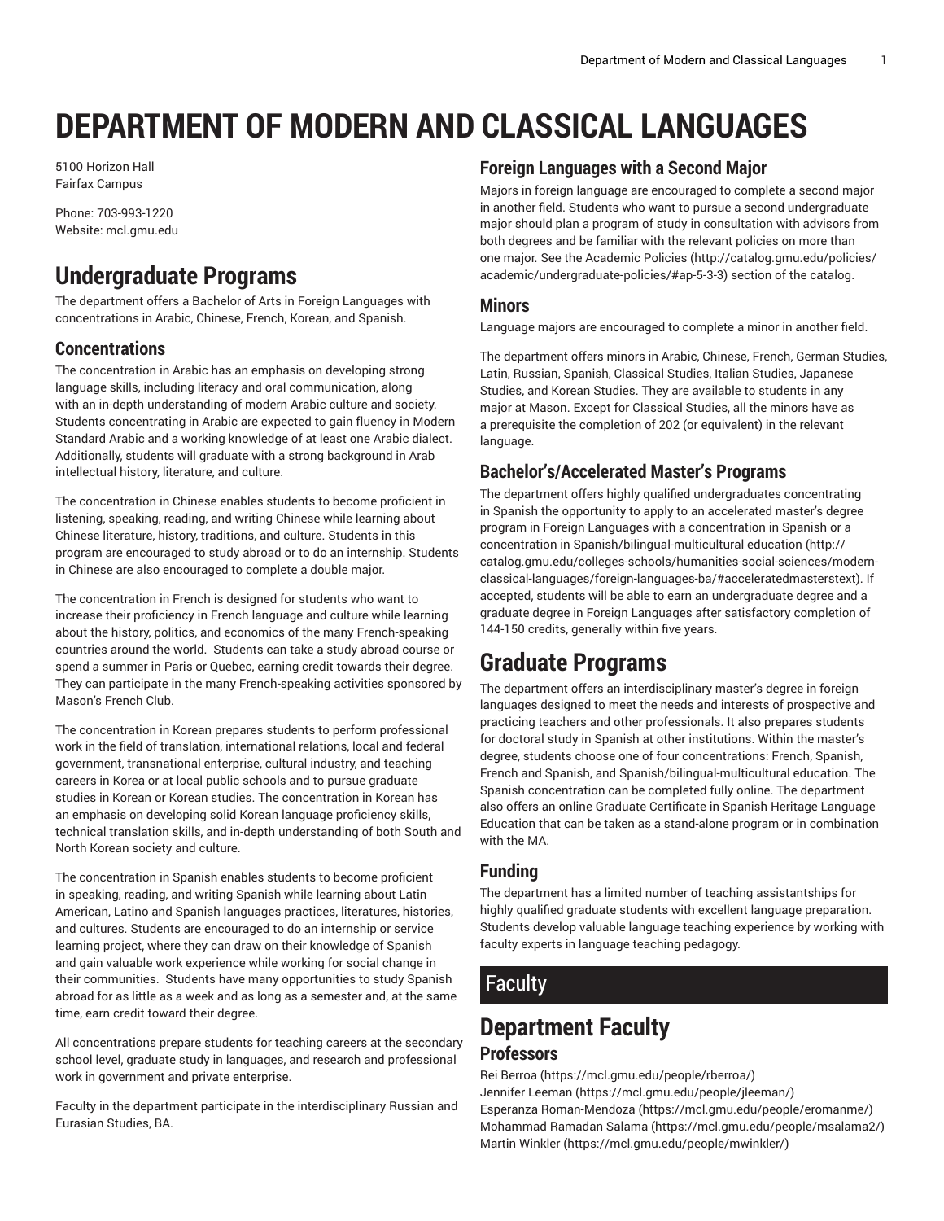# DEPARTMENT OF MODERN AND CLASSICAL LANGUAGES

5100 Horizon Hall
Fairfax Campus

Phone: 703-993-1220
Website: mcl.gmu.edu

# Undergraduate Programs

The department offers a Bachelor of Arts in Foreign Languages with concentrations in Arabic, Chinese, French, Korean, and Spanish.

## Concentrations

The concentration in Arabic has an emphasis on developing strong language skills, including literacy and oral communication, along with an in-depth understanding of modern Arabic culture and society. Students concentrating in Arabic are expected to gain fluency in Modern Standard Arabic and a working knowledge of at least one Arabic dialect. Additionally, students will graduate with a strong background in Arab intellectual history, literature, and culture.

The concentration in Chinese enables students to become proficient in listening, speaking, reading, and writing Chinese while learning about Chinese literature, history, traditions, and culture. Students in this program are encouraged to study abroad or to do an internship. Students in Chinese are also encouraged to complete a double major.

The concentration in French is designed for students who want to increase their proficiency in French language and culture while learning about the history, politics, and economics of the many French-speaking countries around the world. Students can take a study abroad course or spend a summer in Paris or Quebec, earning credit towards their degree. They can participate in the many French-speaking activities sponsored by Mason's French Club.

The concentration in Korean prepares students to perform professional work in the field of translation, international relations, local and federal government, transnational enterprise, cultural industry, and teaching careers in Korea or at local public schools and to pursue graduate studies in Korean or Korean studies. The concentration in Korean has an emphasis on developing solid Korean language proficiency skills, technical translation skills, and in-depth understanding of both South and North Korean society and culture.

The concentration in Spanish enables students to become proficient in speaking, reading, and writing Spanish while learning about Latin American, Latino and Spanish languages practices, literatures, histories, and cultures. Students are encouraged to do an internship or service learning project, where they can draw on their knowledge of Spanish and gain valuable work experience while working for social change in their communities. Students have many opportunities to study Spanish abroad for as little as a week and as long as a semester and, at the same time, earn credit toward their degree.

All concentrations prepare students for teaching careers at the secondary school level, graduate study in languages, and research and professional work in government and private enterprise.

Faculty in the department participate in the interdisciplinary Russian and Eurasian Studies, BA.

## Foreign Languages with a Second Major

Majors in foreign language are encouraged to complete a second major in another field. Students who want to pursue a second undergraduate major should plan a program of study in consultation with advisors from both degrees and be familiar with the relevant policies on more than one major. See the Academic Policies (http://catalog.gmu.edu/policies/academic/undergraduate-policies/#ap-5-3-3) section of the catalog.

## Minors

Language majors are encouraged to complete a minor in another field.

The department offers minors in Arabic, Chinese, French, German Studies, Latin, Russian, Spanish, Classical Studies, Italian Studies, Japanese Studies, and Korean Studies. They are available to students in any major at Mason. Except for Classical Studies, all the minors have as a prerequisite the completion of 202 (or equivalent) in the relevant language.

## Bachelor's/Accelerated Master's Programs

The department offers highly qualified undergraduates concentrating in Spanish the opportunity to apply to an accelerated master's degree program in Foreign Languages with a concentration in Spanish or a concentration in Spanish/bilingual-multicultural education (http://catalog.gmu.edu/colleges-schools/humanities-social-sciences/modern-classical-languages/foreign-languages-ba/#acceleratedmasterstext). If accepted, students will be able to earn an undergraduate degree and a graduate degree in Foreign Languages after satisfactory completion of 144-150 credits, generally within five years.

# Graduate Programs

The department offers an interdisciplinary master's degree in foreign languages designed to meet the needs and interests of prospective and practicing teachers and other professionals. It also prepares students for doctoral study in Spanish at other institutions. Within the master's degree, students choose one of four concentrations: French, Spanish, French and Spanish, and Spanish/bilingual-multicultural education. The Spanish concentration can be completed fully online. The department also offers an online Graduate Certificate in Spanish Heritage Language Education that can be taken as a stand-alone program or in combination with the MA.

## Funding

The department has a limited number of teaching assistantships for highly qualified graduate students with excellent language preparation. Students develop valuable language teaching experience by working with faculty experts in language teaching pedagogy.

# Faculty

# Department Faculty

## Professors

Rei Berroa (https://mcl.gmu.edu/people/rberroa/)
Jennifer Leeman (https://mcl.gmu.edu/people/jleeman/)
Esperanza Roman-Mendoza (https://mcl.gmu.edu/people/eromanme/)
Mohammad Ramadan Salama (https://mcl.gmu.edu/people/msalama2/)
Martin Winkler (https://mcl.gmu.edu/people/mwinkler/)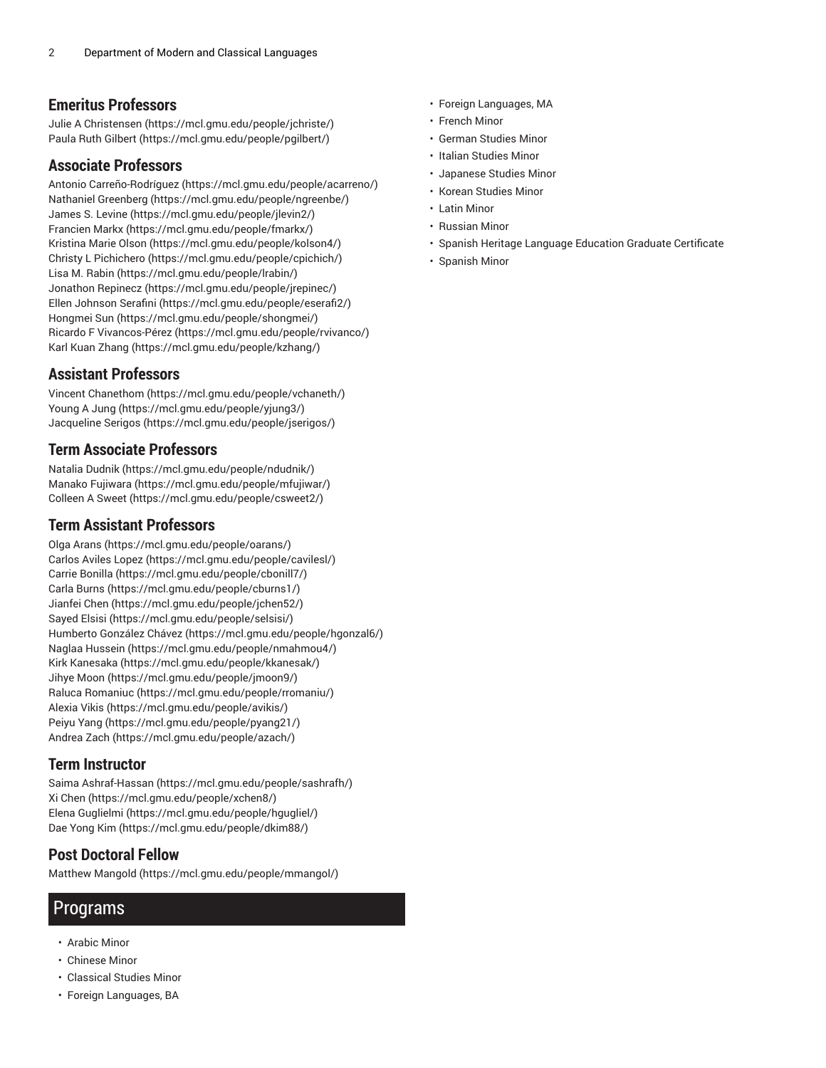## Emeritus Professors

Julie A Christensen (https://mcl.gmu.edu/people/jchriste/)
Paula Ruth Gilbert (https://mcl.gmu.edu/people/pgilbert/)

## Associate Professors

Antonio Carreño-Rodríguez (https://mcl.gmu.edu/people/acarreno/)
Nathaniel Greenberg (https://mcl.gmu.edu/people/ngreenbe/)
James S. Levine (https://mcl.gmu.edu/people/jlevin2/)
Francien Markx (https://mcl.gmu.edu/people/fmarkx/)
Kristina Marie Olson (https://mcl.gmu.edu/people/kolson4/)
Christy L Pichichero (https://mcl.gmu.edu/people/cpichich/)
Lisa M. Rabin (https://mcl.gmu.edu/people/lrabin/)
Jonathon Repinecz (https://mcl.gmu.edu/people/jrepinec/)
Ellen Johnson Serafini (https://mcl.gmu.edu/people/eserafi2/)
Hongmei Sun (https://mcl.gmu.edu/people/shongmei/)
Ricardo F Vivancos-Pérez (https://mcl.gmu.edu/people/rvivanco/)
Karl Kuan Zhang (https://mcl.gmu.edu/people/kzhang/)

## Assistant Professors

Vincent Chanethom (https://mcl.gmu.edu/people/vchaneth/)
Young A Jung (https://mcl.gmu.edu/people/yjung3/)
Jacqueline Serigos (https://mcl.gmu.edu/people/jserigos/)

## Term Associate Professors

Natalia Dudnik (https://mcl.gmu.edu/people/ndudnik/)
Manako Fujiwara (https://mcl.gmu.edu/people/mfujiwar/)
Colleen A Sweet (https://mcl.gmu.edu/people/csweet2/)

## Term Assistant Professors

Olga Arans (https://mcl.gmu.edu/people/oarans/)
Carlos Aviles Lopez (https://mcl.gmu.edu/people/cavilesl/)
Carrie Bonilla (https://mcl.gmu.edu/people/cbonill7/)
Carla Burns (https://mcl.gmu.edu/people/cburns1/)
Jianfei Chen (https://mcl.gmu.edu/people/jchen52/)
Sayed Elsisi (https://mcl.gmu.edu/people/selsisi/)
Humberto González Chávez (https://mcl.gmu.edu/people/hgonzal6/)
Naglaa Hussein (https://mcl.gmu.edu/people/nmahmou4/)
Kirk Kanesaka (https://mcl.gmu.edu/people/kkanesak/)
Jihye Moon (https://mcl.gmu.edu/people/jmoon9/)
Raluca Romaniuc (https://mcl.gmu.edu/people/rromaniu/)
Alexia Vikis (https://mcl.gmu.edu/people/avikis/)
Peiyu Yang (https://mcl.gmu.edu/people/pyang21/)
Andrea Zach (https://mcl.gmu.edu/people/azach/)

## Term Instructor

Saima Ashraf-Hassan (https://mcl.gmu.edu/people/sashrafh/)
Xi Chen (https://mcl.gmu.edu/people/xchen8/)
Elena Guglielmi (https://mcl.gmu.edu/people/hgugliel/)
Dae Yong Kim (https://mcl.gmu.edu/people/dkim88/)

## Post Doctoral Fellow

Matthew Mangold (https://mcl.gmu.edu/people/mmangol/)

# Programs

- Arabic Minor
- Chinese Minor
- Classical Studies Minor
- Foreign Languages, BA
- Foreign Languages, MA
- French Minor
- German Studies Minor
- Italian Studies Minor
- Japanese Studies Minor
- Korean Studies Minor
- Latin Minor
- Russian Minor
- Spanish Heritage Language Education Graduate Certificate
- Spanish Minor